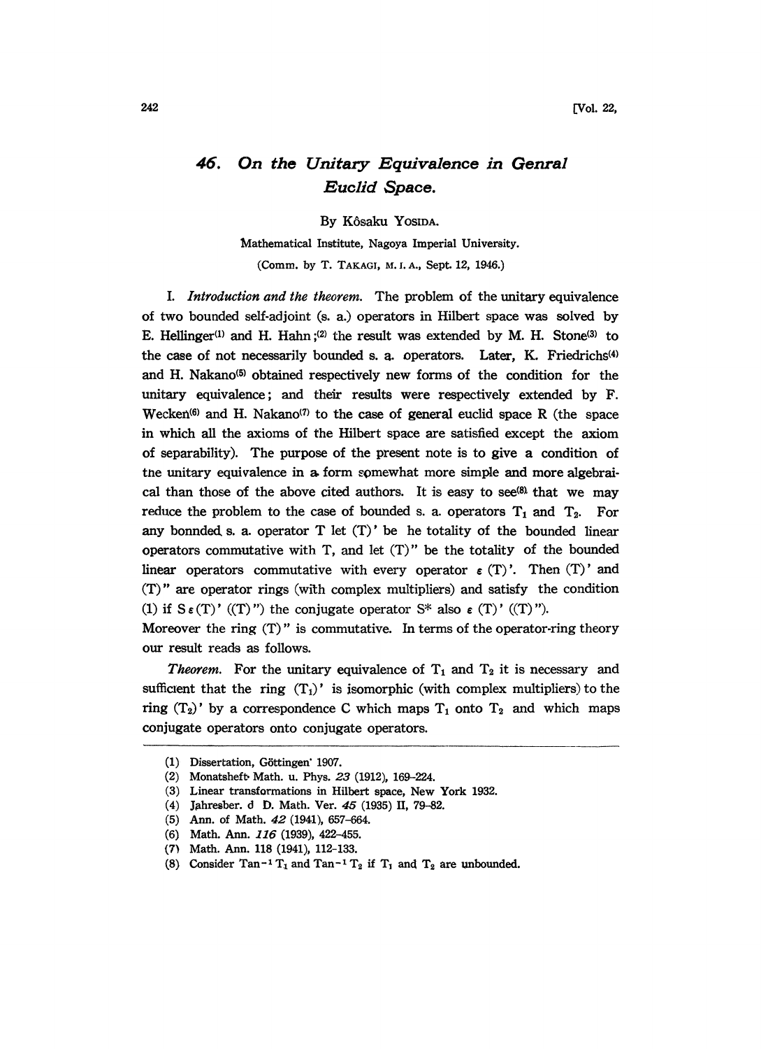# 46. *On the Unitary Equivalence in Genral Euclid Space.*

By Kôsaku YOSIDA.

Mathematical Institute, Nagoya Imperial University.

(Comm. by T. TAKAGI, M. I. A., Sept. 12, 1946.)

I. *Introduction and the theorem.* The problem of the unitary equivalence of two bounded self-adjoint (s. a.) operators in Hilbert space was solved by E. Hellinger[1] and H. Hahn;[2] the result was extended by M. H. Stone[3] to the case of not necessarily bounded s. a. operators. Later, K. Friedrichs[4] and H. Nakano[5] obtained respectively new forms of the condition for the unitary equivalence; and their results were respectively extended by F. Wecken[6] and H. Nakano[7] to the case of general euclid space R (the space in which all the axioms of the Hilbert space are satisfied except the axiom of separability). The purpose of the present note is to give a condition of tne unitary equivalence in a form somewhat more simple and more algebraical than those of the above cited authors. It is easy to see[8] that we may reduce the problem to the case of bounded s. a. operators $T_1$ and $T_2$. For any bonnded s. a. operator T let $(T)'$ be he totality of the bounded linear operators commutative with T, and let $(T)''$ be the totality of the bounded linear operators commutative with every operator $\epsilon$ $(T)'$. Then $(T)'$ and $(T)''$ are operator rings (with complex multipliers) and satisfy the condition (1) if $S \epsilon (T)'$ $((T)'')$ the conjugate operator $S^*$ also $\epsilon$ $(T)'$ $((T)'')$.

Moreover the ring $(T)''$ is commutative. In terms of the operator-ring theory our result reads as follows.

*Theorem.* For the unitary equivalence of $T_1$ and $T_2$ it is necessary and sufficient that the ring $(T_1)'$ is isomorphic (with complex multipliers) to the ring $(T_2)'$ by a correspondence C which maps $T_1$ onto $T_2$ and which maps conjugate operators onto conjugate operators.

---

(1) Dissertation, Göttingen' 1907.

(2) Monatsheft Math. u. Phys. *23* (1912), 169–224.

(3) Linear transformations in Hilbert space, New York 1932.

(4) Jahresber. d D. Math. Ver. *45* (1935) II, 79–82.

(5) Ann. of Math. *42* (1941), 657–664.

(6) Math. Ann. *116* (1939), 422–455.

(7) Math. Ann. 118 (1941), 112–133.

(8) Consider $\mathrm{Tan}^{-1} T_1$ and $\mathrm{Tan}^{-1} T_2$ if $T_1$ and $T_2$ are unbounded.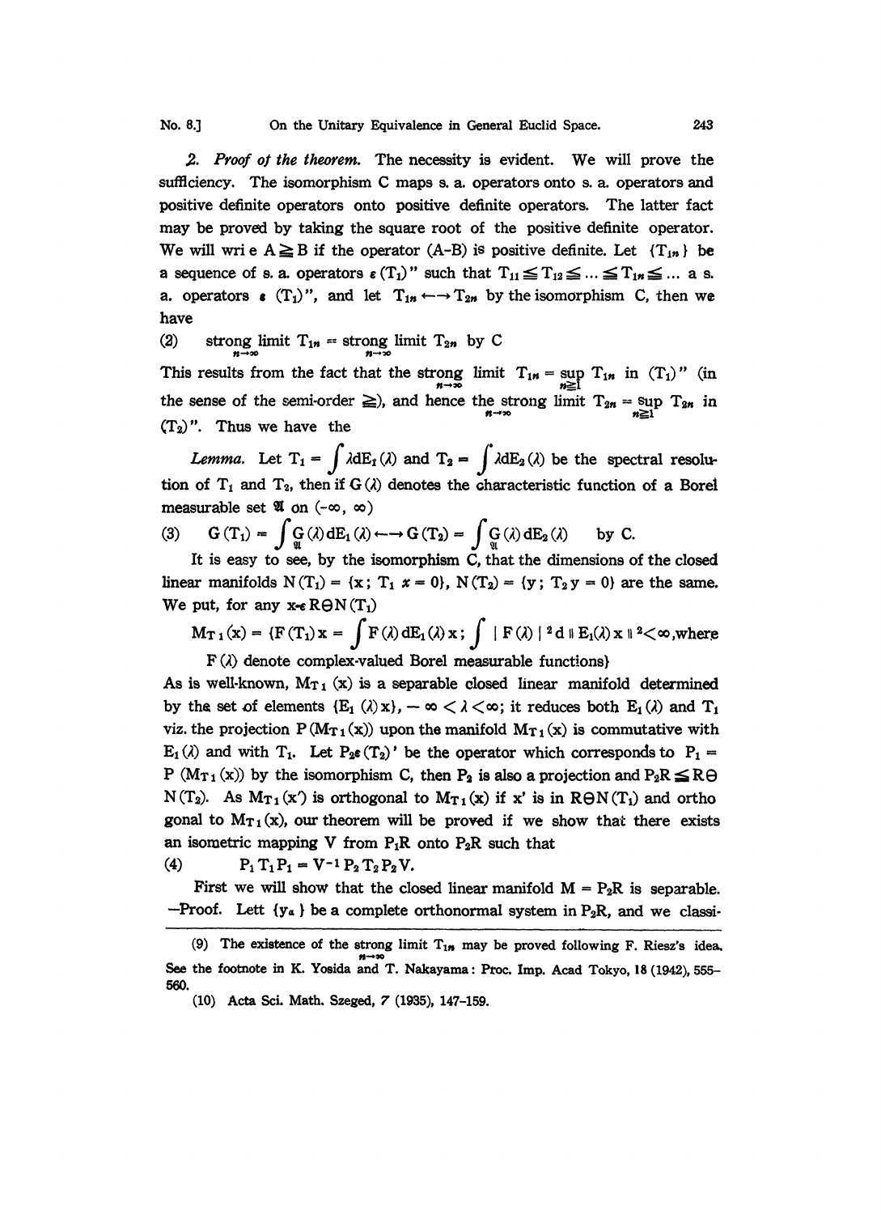*2. Proof of the theorem.* The necessity is evident. We will prove the sufficiency. The isomorphism C maps s. a. operators onto s. a. operators and positive definite operators onto positive definite operators. The latter fact may be proved by taking the square root of the positive definite operator. We will wri e $A \geqq B$ if the operator $(A-B)$ is positive definite. Let $\{T_{1n}\}$ be a sequence of s. a. operators $\epsilon (T_1)''$ such that $T_{11} \leqq T_{12} \leqq \dots \leqq T_{1n} \leqq \dots$ a s. a. operators $\epsilon (T_1)''$, and let $T_{1n} \longleftrightarrow T_{2n}$ by the isomorphism C, then we have

(2) $\quad \text{strong}\lim_{n\to\infty} T_{1n} = \text{strong}\lim_{n\to\infty} T_{2n}$ by C

This results from the fact that the strong $\lim_{n\to\infty} T_{1n} = \sup_{n\geqq 1} T_{1n}$ in $(T_1)''$ (in the sense of the semi-order $\geqq$), and hence the strong $\lim_{n\to\infty} T_{2n} = \sup_{n\geqq 1} T_{2n}$ in $(T_2)''$. Thus we have the

*Lemma.* Let $T_1 = \int \lambda dE_1(\lambda)$ and $T_2 = \int \lambda dE_2(\lambda)$ be the spectral resolution of $T_1$ and $T_2$, then if $G(\lambda)$ denotes the characteristic function of a Borel measurable set $\mathfrak{A}$ on $(-\infty, \infty)$

(3) $\quad G(T_1) = \int_{\mathfrak{A}} G(\lambda) dE_1(\lambda) \longleftrightarrow G(T_2) = \int_{\mathfrak{A}} G(\lambda) dE_2(\lambda) \quad$ by C.

It is easy to see, by the isomorphism C, that the dimensions of the closed linear manifolds $N(T_1) = \{x;\ T_1 x = 0\}$, $N(T_2) = \{y;\ T_2 y = 0\}$ are the same. We put, for any $x \epsilon R \ominus N(T_1)$

$$M_{T_1}(x) = \{F(T_1)x = \int F(\lambda) dE_1(\lambda) x;\ \int |F(\lambda)|^2 d\|E_1(\lambda)x\|^2 < \infty, \text{where } F(\lambda) \text{ denote complex-valued Borel measurable functions}\}$$

As is well-known, $M_{T_1}(x)$ is a separable closed linear manifold determined by the set of elements $\{E_1(\lambda)x\}$, $-\infty < \lambda < \infty$; it reduces both $E_1(\lambda)$ and $T_1$ viz. the projection $P(M_{T_1}(x))$ upon the manifold $M_{T_1}(x)$ is commutative with $E_1(\lambda)$ and with $T_1$. Let $P_2 \epsilon (T_2)'$ be the operator which corresponds to $P_1 = P(M_{T_1}(x))$ by the isomorphism C, then $P_2$ is also a projection and $P_2 R \leqq R \ominus N(T_2)$. As $M_{T_1}(x')$ is orthogonal to $M_{T_1}(x)$ if $x'$ is in $R \ominus N(T_1)$ and orthogonal to $M_{T_1}(x)$, our theorem will be proved if we show that there exists an isometric mapping V from $P_1 R$ onto $P_2 R$ such that

(4) $\quad P_1 T_1 P_1 = V^{-1} P_2 T_2 P_2 V.$

First we will show that the closed linear manifold $M = P_2 R$ is separable. —Proof. Lett $\{y_\alpha\}$ be a complete orthonormal system in $P_2 R$, and we classi-

---

(9) The existence of the strong $\lim_{n\to\infty} T_{1n}$ may be proved following F. Riesz's idea. See the footnote in K. Yosida and T. Nakayama: Proc. Imp. Acad Tokyo, 18 (1942), 555–560.

(10) Acta Sci. Math. Szeged, 7 (1935), 147–159.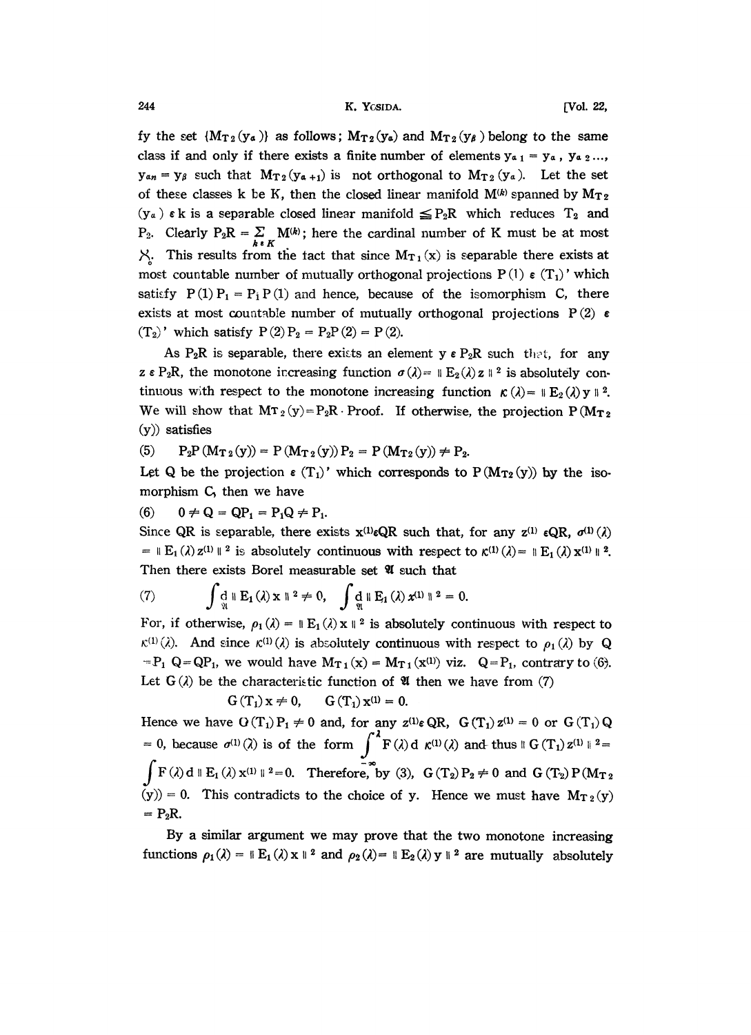fy the set $\{M_{T_2}(y_\alpha)\}$ as follows; $M_{T_2}(y_\alpha)$ and $M_{T_2}(y_\beta)$ belong to the same class if and only if there exists a finite number of elements $y_{\alpha 1} = y_\alpha$, $y_{\alpha 2}\ldots$, $y_{\alpha n} = y_\beta$ such that $M_{T_2}(y_{\alpha+1})$ is not orthogonal to $M_{T_2}(y_\alpha)$. Let the set of these classes k be K, then the closed linear manifold $M^{(k)}$ spanned by $M_{T_2}(y_\alpha) \varepsilon k$ is a separable closed linear manifold $\leqq P_2R$ which reduces $T_2$ and $P_2$. Clearly $P_2R = \sum_{k \varepsilon K} M^{(k)}$; here the cardinal number of K must be at most $\aleph_0$. This results from the fact that since $M_{T_1}(x)$ is separable there exists at most countable number of mutually orthogonal projections $P(1) \varepsilon (T_1)'$ which satisfy $P(1)P_1 = P_1P(1)$ and hence, because of the isomorphism C, there exists at most countable number of mutually orthogonal projections $P(2) \varepsilon (T_2)'$ which satisfy $P(2)P_2 = P_2P(2) = P(2)$.

As $P_2R$ is separable, there exists an element $y \varepsilon P_2R$ such that, for any $z \varepsilon P_2R$, the monotone increasing function $\sigma(\lambda) = \| E_2(\lambda) z \|^2$ is absolutely continuous with respect to the monotone increasing function $\kappa(\lambda) = \| E_2(\lambda) y \|^2$. We will show that $M_{T_2}(y) = P_2R$. Proof. If otherwise, the projection $P(M_{T_2}(y))$ satisfies

$$
\text{(5)} \qquad P_2P(M_{T_2}(y)) = P(M_{T_2}(y))P_2 = P(M_{T_2}(y)) \neq P_2.
$$

Let Q be the projection $\varepsilon (T_1)'$ which corresponds to $P(M_{T_2}(y))$ by the isomorphism C, then we have

$$
\text{(6)} \qquad 0 \neq Q = QP_1 = P_1Q \neq P_1.
$$

Since QR is separable, there exists $x^{(1)} \varepsilon QR$ such that, for any $z^{(1)} \varepsilon QR$, $\sigma^{(1)}(\lambda) = \| E_1(\lambda) z^{(1)} \|^2$ is absolutely continuous with respect to $\kappa^{(1)}(\lambda) = \| E_1(\lambda) x^{(1)} \|^2$. Then there exists Borel measurable set $\mathfrak{A}$ such that

$$
\text{(7)} \qquad \int_{\mathfrak{A}} d \| E_1(\lambda) x \|^2 \neq 0, \quad \int_{\mathfrak{A}} d \| E_1(\lambda) x^{(1)} \|^2 = 0.
$$

For, if otherwise, $\rho_1(\lambda) = \| E_1(\lambda) x \|^2$ is absolutely continuous with respect to $\kappa^{(1)}(\lambda)$. And since $\kappa^{(1)}(\lambda)$ is absolutely continuous with respect to $\rho_1(\lambda)$ by $Q = P_1$ $Q = QP_1$, we would have $M_{T_1}(x) = M_{T_1}(x^{(1)})$ viz. $Q = P_1$, contrary to (6). Let $G(\lambda)$ be the characteristic function of $\mathfrak{A}$ then we have from (7)

$$
G(T_1)x \neq 0, \qquad G(T_1)x^{(1)} = 0.
$$

Hence we have $G(T_1)P_1 \neq 0$ and, for any $z^{(1)} \varepsilon QR$, $G(T_1)z^{(1)} = 0$ or $G(T_1)Q = 0$, because $\sigma^{(1)}(\lambda)$ is of the form $\int_{-\infty}^{\lambda} F(\lambda) d\, \kappa^{(1)}(\lambda)$ and thus $\| G(T_1) z^{(1)} \|^2 = \int F(\lambda) d \| E_1(\lambda) x^{(1)} \|^2 = 0$. Therefore, by (3), $G(T_2)P_2 \neq 0$ and $G(T_2)P(M_{T_2}(y)) = 0$. This contradicts to the choice of y. Hence we must have $M_{T_2}(y) = P_2R$.

By a similar argument we may prove that the two monotone increasing functions $\rho_1(\lambda) = \| E_1(\lambda) x \|^2$ and $\rho_2(\lambda) = \| E_2(\lambda) y \|^2$ are mutually absolutely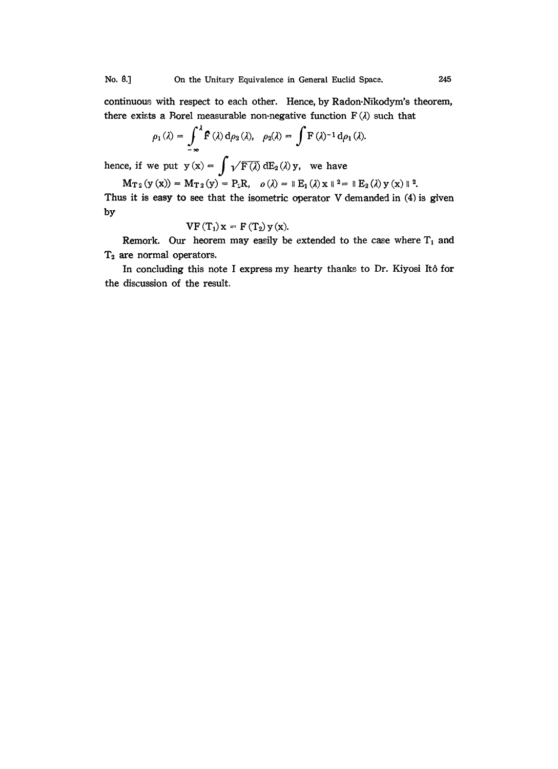continuous with respect to each other. Hence, by Radon-Nikodym's theorem, there exists a Borel measurable non-negative function $F(\lambda)$ such that

$$\rho_1(\lambda) = \int_{-\infty}^{\lambda} F(\lambda)\, d\rho_2(\lambda), \quad \rho_2(\lambda) = \int F(\lambda)^{-1}\, d\rho_1(\lambda).$$

hence, if we put $y(x) = \int \sqrt{F(\lambda)}\, dE_2(\lambda)\, y$, we have

$$M_{T_2}(y(x)) = M_{T_2}(y) = P_2R, \quad \rho(\lambda) = \| E_1(\lambda)\, x \|^2 = \| E_2(\lambda)\, y(x) \|^2.$$

Thus it is easy to see that the isometric operator $V$ demanded in (4) is given by

$$VF(T_1)\, x = F(T_2)\, y(x).$$

Remork. Our heorem may easily be extended to the case where $T_1$ and $T_2$ are normal operators.

In concluding this note I express my hearty thanks to Dr. Kiyosi Itô for the discussion of the result.